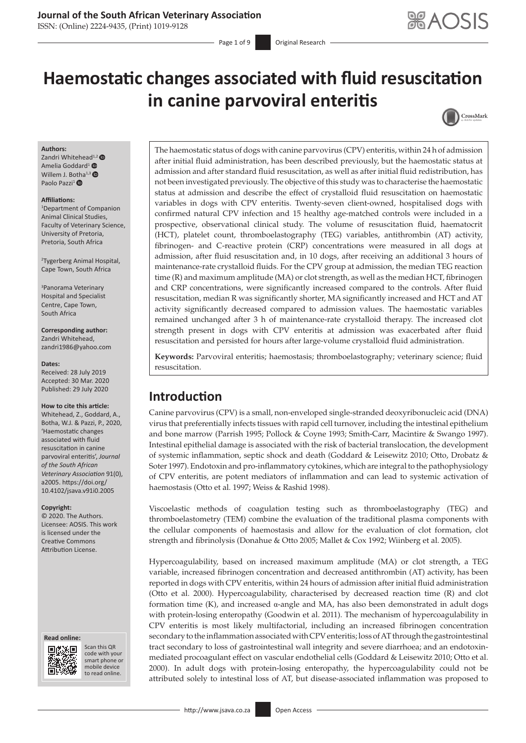# Haemostatic changes associated with fluid resuscitation in canine parvoviral enteritis

**Authors:**
Zandri Whitehead[1,2]
Amelia Goddard[1]
Willem J. Botha[1,3]
Paolo Pazzi[1]

**Affiliations:**
[1]Department of Companion Animal Clinical Studies, Faculty of Veterinary Science, University of Pretoria, Pretoria, South Africa

[2]Tygerberg Animal Hospital, Cape Town, South Africa

[3]Panorama Veterinary Hospital and Specialist Centre, Cape Town, South Africa

**Corresponding author:**
Zandri Whitehead,
zandri1986@yahoo.com

**Dates:**
Received: 28 July 2019
Accepted: 30 Mar. 2020
Published: 29 July 2020

**How to cite this article:**
Whitehead, Z., Goddard, A., Botha, W.J. & Pazzi, P., 2020, 'Haemostatic changes associated with fluid resuscitation in canine parvoviral enteritis', *Journal of the South African Veterinary Association* 91(0), a2005. https://doi.org/10.4102/jsava.v91i0.2005

**Copyright:**
© 2020. The Authors. Licensee: AOSIS. This work is licensed under the Creative Commons Attribution License.

**Read online:**
Scan this QR code with your smart phone or mobile device to read online.

The haemostatic status of dogs with canine parvovirus (CPV) enteritis, within 24 h of admission after initial fluid administration, has been described previously, but the haemostatic status at admission and after standard fluid resuscitation, as well as after initial fluid redistribution, has not been investigated previously. The objective of this study was to characterise the haemostatic status at admission and describe the effect of crystalloid fluid resuscitation on haemostatic variables in dogs with CPV enteritis. Twenty-seven client-owned, hospitalised dogs with confirmed natural CPV infection and 15 healthy age-matched controls were included in a prospective, observational clinical study. The volume of resuscitation fluid, haematocrit (HCT), platelet count, thromboelastography (TEG) variables, antithrombin (AT) activity, fibrinogen- and C-reactive protein (CRP) concentrations were measured in all dogs at admission, after fluid resuscitation and, in 10 dogs, after receiving an additional 3 hours of maintenance-rate crystalloid fluids. For the CPV group at admission, the median TEG reaction time (R) and maximum amplitude (MA) or clot strength, as well as the median HCT, fibrinogen and CRP concentrations, were significantly increased compared to the controls. After fluid resuscitation, median R was significantly shorter, MA significantly increased and HCT and AT activity significantly decreased compared to admission values. The haemostatic variables remained unchanged after 3 h of maintenance-rate crystalloid therapy. The increased clot strength present in dogs with CPV enteritis at admission was exacerbated after fluid resuscitation and persisted for hours after large-volume crystalloid fluid administration.

**Keywords:** Parvoviral enteritis; haemostasis; thromboelastography; veterinary science; fluid resuscitation.

## Introduction

Canine parvovirus (CPV) is a small, non-enveloped single-stranded deoxyribonucleic acid (DNA) virus that preferentially infects tissues with rapid cell turnover, including the intestinal epithelium and bone marrow (Parrish 1995; Pollock & Coyne 1993; Smith-Carr, Macintire & Swango 1997). Intestinal epithelial damage is associated with the risk of bacterial translocation, the development of systemic inflammation, septic shock and death (Goddard & Leisewitz 2010; Otto, Drobatz & Soter 1997). Endotoxin and pro-inflammatory cytokines, which are integral to the pathophysiology of CPV enteritis, are potent mediators of inflammation and can lead to systemic activation of haemostasis (Otto et al. 1997; Weiss & Rashid 1998).

Viscoelastic methods of coagulation testing such as thromboelastography (TEG) and thromboelastometry (TEM) combine the evaluation of the traditional plasma components with the cellular components of haemostasis and allow for the evaluation of clot formation, clot strength and fibrinolysis (Donahue & Otto 2005; Mallet & Cox 1992; Wiinberg et al. 2005).

Hypercoagulability, based on increased maximum amplitude (MA) or clot strength, a TEG variable, increased fibrinogen concentration and decreased antithrombin (AT) activity, has been reported in dogs with CPV enteritis, within 24 hours of admission after initial fluid administration (Otto et al. 2000). Hypercoagulability, characterised by decreased reaction time (R) and clot formation time (K), and increased α-angle and MA, has also been demonstrated in adult dogs with protein-losing enteropathy (Goodwin et al. 2011). The mechanism of hypercoagulability in CPV enteritis is most likely multifactorial, including an increased fibrinogen concentration secondary to the inflammation associated with CPV enteritis; loss of AT through the gastrointestinal tract secondary to loss of gastrointestinal wall integrity and severe diarrhoea; and an endotoxin-mediated procoagulant effect on vascular endothelial cells (Goddard & Leisewitz 2010; Otto et al. 2000). In adult dogs with protein-losing enteropathy, the hypercoagulability could not be attributed solely to intestinal loss of AT, but disease-associated inflammation was proposed to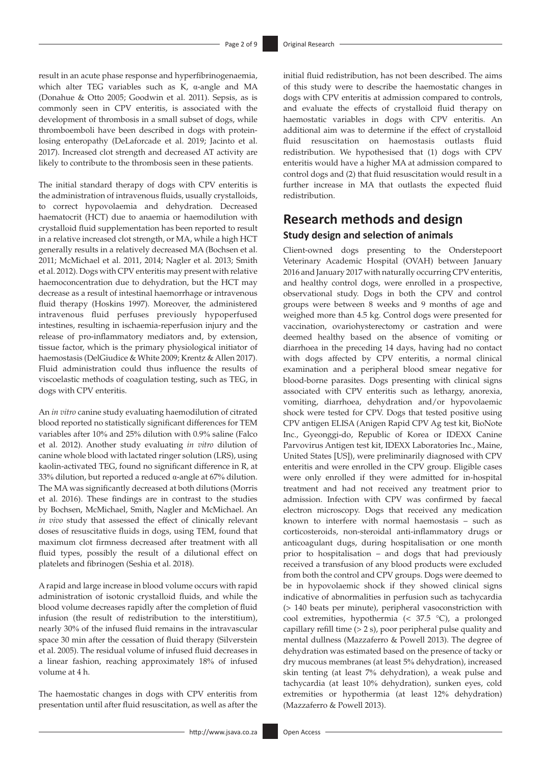result in an acute phase response and hyperfibrinogenaemia, which alter TEG variables such as K, α-angle and MA (Donahue & Otto 2005; Goodwin et al. 2011). Sepsis, as is commonly seen in CPV enteritis, is associated with the development of thrombosis in a small subset of dogs, while thromboemboli have been described in dogs with protein-losing enteropathy (DeLaforcade et al. 2019; Jacinto et al. 2017). Increased clot strength and decreased AT activity are likely to contribute to the thrombosis seen in these patients.

The initial standard therapy of dogs with CPV enteritis is the administration of intravenous fluids, usually crystalloids, to correct hypovolaemia and dehydration. Decreased haematocrit (HCT) due to anaemia or haemodilution with crystalloid fluid supplementation has been reported to result in a relative increased clot strength, or MA, while a high HCT generally results in a relatively decreased MA (Bochsen et al. 2011; McMichael et al. 2011, 2014; Nagler et al. 2013; Smith et al. 2012). Dogs with CPV enteritis may present with relative haemoconcentration due to dehydration, but the HCT may decrease as a result of intestinal haemorrhage or intravenous fluid therapy (Hoskins 1997). Moreover, the administered intravenous fluid perfuses previously hypoperfused intestines, resulting in ischaemia-reperfusion injury and the release of pro-inflammatory mediators and, by extension, tissue factor, which is the primary physiological initiator of haemostasis (DelGiudice & White 2009; Krentz & Allen 2017). Fluid administration could thus influence the results of viscoelastic methods of coagulation testing, such as TEG, in dogs with CPV enteritis.

An *in vitro* canine study evaluating haemodilution of citrated blood reported no statistically significant differences for TEM variables after 10% and 25% dilution with 0.9% saline (Falco et al. 2012). Another study evaluating *in vitro* dilution of canine whole blood with lactated ringer solution (LRS), using kaolin-activated TEG, found no significant difference in R, at 33% dilution, but reported a reduced α-angle at 67% dilution. The MA was significantly decreased at both dilutions (Morris et al. 2016). These findings are in contrast to the studies by Bochsen, McMichael, Smith, Nagler and McMichael. An *in vivo* study that assessed the effect of clinically relevant doses of resuscitative fluids in dogs, using TEM, found that maximum clot firmness decreased after treatment with all fluid types, possibly the result of a dilutional effect on platelets and fibrinogen (Seshia et al. 2018).

A rapid and large increase in blood volume occurs with rapid administration of isotonic crystalloid fluids, and while the blood volume decreases rapidly after the completion of fluid infusion (the result of redistribution to the interstitium), nearly 30% of the infused fluid remains in the intravascular space 30 min after the cessation of fluid therapy (Silverstein et al. 2005). The residual volume of infused fluid decreases in a linear fashion, reaching approximately 18% of infused volume at 4 h.

The haemostatic changes in dogs with CPV enteritis from presentation until after fluid resuscitation, as well as after the initial fluid redistribution, has not been described. The aims of this study were to describe the haemostatic changes in dogs with CPV enteritis at admission compared to controls, and evaluate the effects of crystalloid fluid therapy on haemostatic variables in dogs with CPV enteritis. An additional aim was to determine if the effect of crystalloid fluid resuscitation on haemostasis outlasts fluid redistribution. We hypothesised that (1) dogs with CPV enteritis would have a higher MA at admission compared to control dogs and (2) that fluid resuscitation would result in a further increase in MA that outlasts the expected fluid redistribution.

## Research methods and design

### Study design and selection of animals

Client-owned dogs presenting to the Onderstepoort Veterinary Academic Hospital (OVAH) between January 2016 and January 2017 with naturally occurring CPV enteritis, and healthy control dogs, were enrolled in a prospective, observational study. Dogs in both the CPV and control groups were between 8 weeks and 9 months of age and weighed more than 4.5 kg. Control dogs were presented for vaccination, ovariohysterectomy or castration and were deemed healthy based on the absence of vomiting or diarrhoea in the preceding 14 days, having had no contact with dogs affected by CPV enteritis, a normal clinical examination and a peripheral blood smear negative for blood-borne parasites. Dogs presenting with clinical signs associated with CPV enteritis such as lethargy, anorexia, vomiting, diarrhoea, dehydration and/or hypovolaemic shock were tested for CPV. Dogs that tested positive using CPV antigen ELISA (Anigen Rapid CPV Ag test kit, BioNote Inc., Gyeonggi-do, Republic of Korea or IDEXX Canine Parvovirus Antigen test kit, IDEXX Laboratories Inc., Maine, United States [US]), were preliminarily diagnosed with CPV enteritis and were enrolled in the CPV group. Eligible cases were only enrolled if they were admitted for in-hospital treatment and had not received any treatment prior to admission. Infection with CPV was confirmed by faecal electron microscopy. Dogs that received any medication known to interfere with normal haemostasis – such as corticosteroids, non-steroidal anti-inflammatory drugs or anticoagulant dugs, during hospitalisation or one month prior to hospitalisation – and dogs that had previously received a transfusion of any blood products were excluded from both the control and CPV groups. Dogs were deemed to be in hypovolaemic shock if they showed clinical signs indicative of abnormalities in perfusion such as tachycardia (> 140 beats per minute), peripheral vasoconstriction with cool extremities, hypothermia (< 37.5 °C), a prolonged capillary refill time (> 2 s), poor peripheral pulse quality and mental dullness (Mazzaferro & Powell 2013). The degree of dehydration was estimated based on the presence of tacky or dry mucous membranes (at least 5% dehydration), increased skin tenting (at least 7% dehydration), a weak pulse and tachycardia (at least 10% dehydration), sunken eyes, cold extremities or hypothermia (at least 12% dehydration) (Mazzaferro & Powell 2013).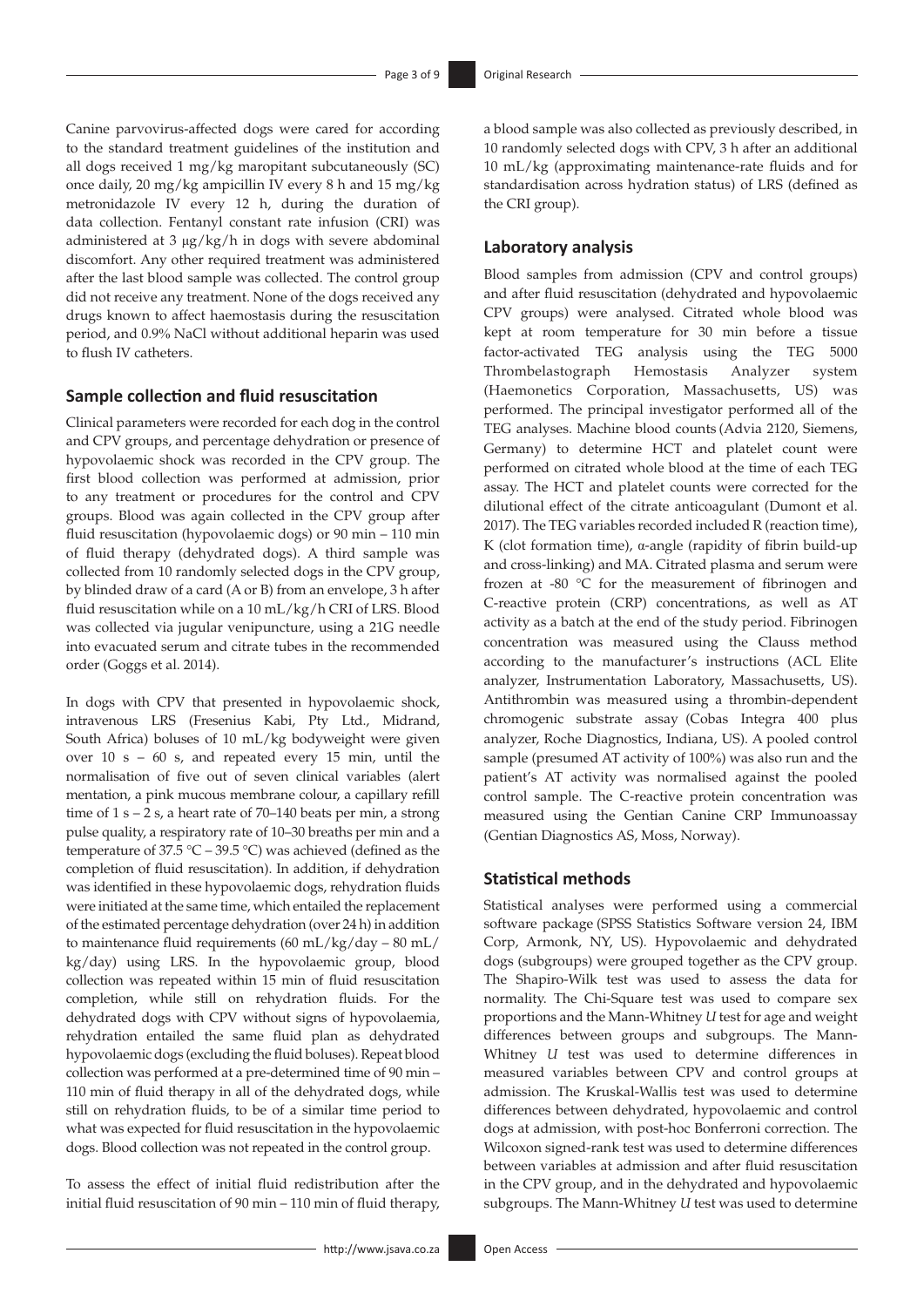Canine parvovirus-affected dogs were cared for according to the standard treatment guidelines of the institution and all dogs received 1 mg/kg maropitant subcutaneously (SC) once daily, 20 mg/kg ampicillin IV every 8 h and 15 mg/kg metronidazole IV every 12 h, during the duration of data collection. Fentanyl constant rate infusion (CRI) was administered at 3 μg/kg/h in dogs with severe abdominal discomfort. Any other required treatment was administered after the last blood sample was collected. The control group did not receive any treatment. None of the dogs received any drugs known to affect haemostasis during the resuscitation period, and 0.9% NaCl without additional heparin was used to flush IV catheters.

## Sample collection and fluid resuscitation

Clinical parameters were recorded for each dog in the control and CPV groups, and percentage dehydration or presence of hypovolaemic shock was recorded in the CPV group. The first blood collection was performed at admission, prior to any treatment or procedures for the control and CPV groups. Blood was again collected in the CPV group after fluid resuscitation (hypovolaemic dogs) or 90 min – 110 min of fluid therapy (dehydrated dogs). A third sample was collected from 10 randomly selected dogs in the CPV group, by blinded draw of a card (A or B) from an envelope, 3 h after fluid resuscitation while on a 10 mL/kg/h CRI of LRS. Blood was collected via jugular venipuncture, using a 21G needle into evacuated serum and citrate tubes in the recommended order (Goggs et al. 2014).

In dogs with CPV that presented in hypovolaemic shock, intravenous LRS (Fresenius Kabi, Pty Ltd., Midrand, South Africa) boluses of 10 mL/kg bodyweight were given over 10 s – 60 s, and repeated every 15 min, until the normalisation of five out of seven clinical variables (alert mentation, a pink mucous membrane colour, a capillary refill time of 1 s – 2 s, a heart rate of 70–140 beats per min, a strong pulse quality, a respiratory rate of 10–30 breaths per min and a temperature of 37.5 °C – 39.5 °C) was achieved (defined as the completion of fluid resuscitation). In addition, if dehydration was identified in these hypovolaemic dogs, rehydration fluids were initiated at the same time, which entailed the replacement of the estimated percentage dehydration (over 24 h) in addition to maintenance fluid requirements (60 mL/kg/day – 80 mL/kg/day) using LRS. In the hypovolaemic group, blood collection was repeated within 15 min of fluid resuscitation completion, while still on rehydration fluids. For the dehydrated dogs with CPV without signs of hypovolaemia, rehydration entailed the same fluid plan as dehydrated hypovolaemic dogs (excluding the fluid boluses). Repeat blood collection was performed at a pre-determined time of 90 min – 110 min of fluid therapy in all of the dehydrated dogs, while still on rehydration fluids, to be of a similar time period to what was expected for fluid resuscitation in the hypovolaemic dogs. Blood collection was not repeated in the control group.

To assess the effect of initial fluid redistribution after the initial fluid resuscitation of 90 min – 110 min of fluid therapy, a blood sample was also collected as previously described, in 10 randomly selected dogs with CPV, 3 h after an additional 10 mL/kg (approximating maintenance-rate fluids and for standardisation across hydration status) of LRS (defined as the CRI group).

## Laboratory analysis

Blood samples from admission (CPV and control groups) and after fluid resuscitation (dehydrated and hypovolaemic CPV groups) were analysed. Citrated whole blood was kept at room temperature for 30 min before a tissue factor-activated TEG analysis using the TEG 5000 Thrombelastograph Hemostasis Analyzer system (Haemonetics Corporation, Massachusetts, US) was performed. The principal investigator performed all of the TEG analyses. Machine blood counts (Advia 2120, Siemens, Germany) to determine HCT and platelet count were performed on citrated whole blood at the time of each TEG assay. The HCT and platelet counts were corrected for the dilutional effect of the citrate anticoagulant (Dumont et al. 2017). The TEG variables recorded included R (reaction time), K (clot formation time), α-angle (rapidity of fibrin build-up and cross-linking) and MA. Citrated plasma and serum were frozen at -80 °C for the measurement of fibrinogen and C-reactive protein (CRP) concentrations, as well as AT activity as a batch at the end of the study period. Fibrinogen concentration was measured using the Clauss method according to the manufacturer's instructions (ACL Elite analyzer, Instrumentation Laboratory, Massachusetts, US). Antithrombin was measured using a thrombin-dependent chromogenic substrate assay (Cobas Integra 400 plus analyzer, Roche Diagnostics, Indiana, US). A pooled control sample (presumed AT activity of 100%) was also run and the patient's AT activity was normalised against the pooled control sample. The C-reactive protein concentration was measured using the Gentian Canine CRP Immunoassay (Gentian Diagnostics AS, Moss, Norway).

## Statistical methods

Statistical analyses were performed using a commercial software package (SPSS Statistics Software version 24, IBM Corp, Armonk, NY, US). Hypovolaemic and dehydrated dogs (subgroups) were grouped together as the CPV group. The Shapiro-Wilk test was used to assess the data for normality. The Chi-Square test was used to compare sex proportions and the Mann-Whitney *U* test for age and weight differences between groups and subgroups. The Mann-Whitney *U* test was used to determine differences in measured variables between CPV and control groups at admission. The Kruskal-Wallis test was used to determine differences between dehydrated, hypovolaemic and control dogs at admission, with post-hoc Bonferroni correction. The Wilcoxon signed-rank test was used to determine differences between variables at admission and after fluid resuscitation in the CPV group, and in the dehydrated and hypovolaemic subgroups. The Mann-Whitney *U* test was used to determine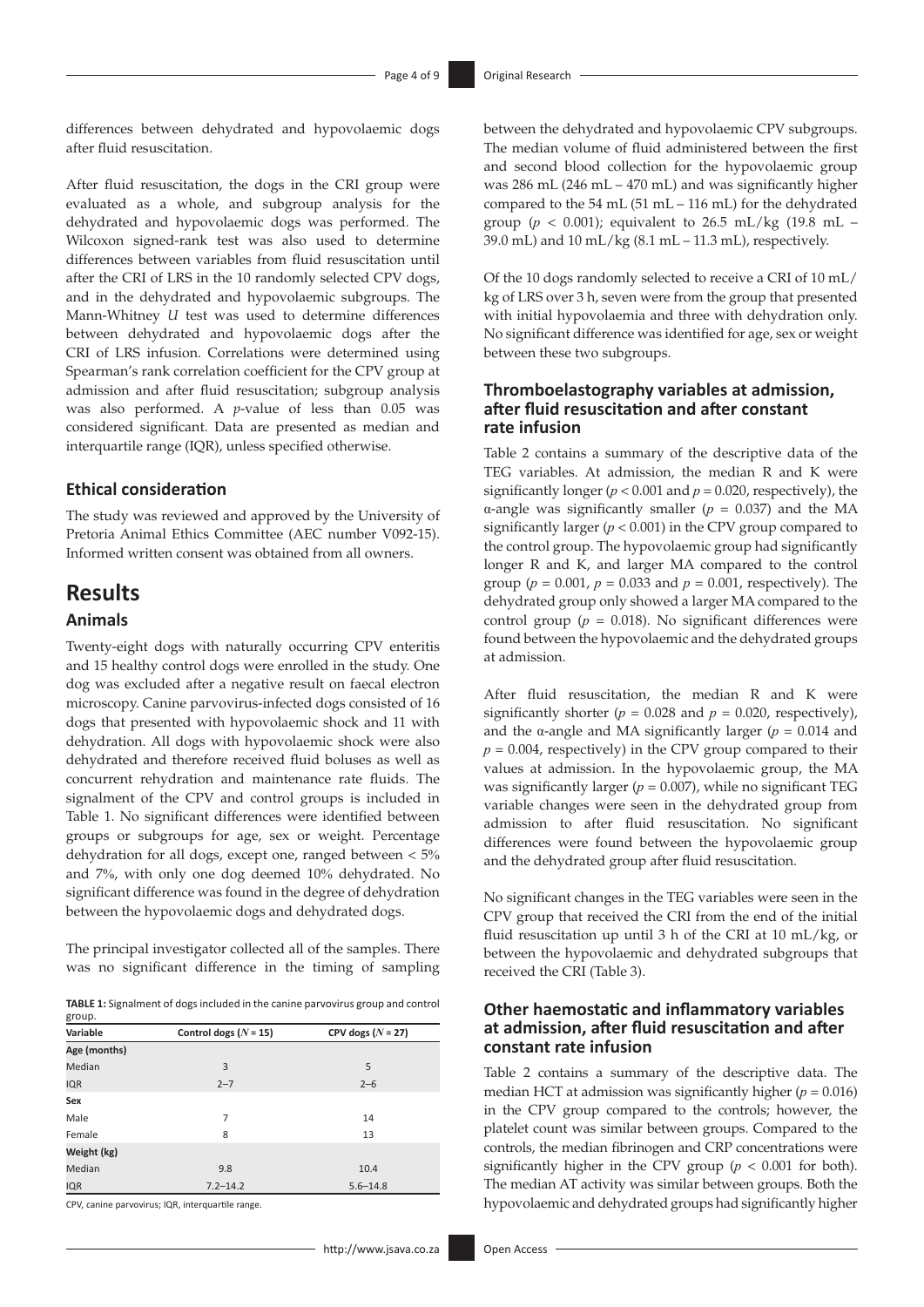differences between dehydrated and hypovolaemic dogs after fluid resuscitation.

After fluid resuscitation, the dogs in the CRI group were evaluated as a whole, and subgroup analysis for the dehydrated and hypovolaemic dogs was performed. The Wilcoxon signed-rank test was also used to determine differences between variables from fluid resuscitation until after the CRI of LRS in the 10 randomly selected CPV dogs, and in the dehydrated and hypovolaemic subgroups. The Mann-Whitney *U* test was used to determine differences between dehydrated and hypovolaemic dogs after the CRI of LRS infusion. Correlations were determined using Spearman's rank correlation coefficient for the CPV group at admission and after fluid resuscitation; subgroup analysis was also performed. A *p*-value of less than 0.05 was considered significant. Data are presented as median and interquartile range (IQR), unless specified otherwise.

### Ethical consideration

The study was reviewed and approved by the University of Pretoria Animal Ethics Committee (AEC number V092-15). Informed written consent was obtained from all owners.

## Results

### Animals

Twenty-eight dogs with naturally occurring CPV enteritis and 15 healthy control dogs were enrolled in the study. One dog was excluded after a negative result on faecal electron microscopy. Canine parvovirus-infected dogs consisted of 16 dogs that presented with hypovolaemic shock and 11 with dehydration. All dogs with hypovolaemic shock were also dehydrated and therefore received fluid boluses as well as concurrent rehydration and maintenance rate fluids. The signalment of the CPV and control groups is included in Table 1. No significant differences were identified between groups or subgroups for age, sex or weight. Percentage dehydration for all dogs, except one, ranged between < 5% and 7%, with only one dog deemed 10% dehydrated. No significant difference was found in the degree of dehydration between the hypovolaemic dogs and dehydrated dogs.

The principal investigator collected all of the samples. There was no significant difference in the timing of sampling

**TABLE 1:** Signalment of dogs included in the canine parvovirus group and control group.

| Variable | Control dogs ($N$ = 15) | CPV dogs ($N$ = 27) |
|---|---|---|
| **Age (months)** | | |
| Median | 3 | 5 |
| IQR | 2–7 | 2–6 |
| **Sex** | | |
| Male | 7 | 14 |
| Female | 8 | 13 |
| **Weight (kg)** | | |
| Median | 9.8 | 10.4 |
| IQR | 7.2–14.2 | 5.6–14.8 |

CPV, canine parvovirus; IQR, interquartile range.

between the dehydrated and hypovolaemic CPV subgroups. The median volume of fluid administered between the first and second blood collection for the hypovolaemic group was 286 mL (246 mL – 470 mL) and was significantly higher compared to the 54 mL (51 mL – 116 mL) for the dehydrated group ($p$ < 0.001); equivalent to 26.5 mL/kg (19.8 mL – 39.0 mL) and 10 mL/kg (8.1 mL – 11.3 mL), respectively.

Of the 10 dogs randomly selected to receive a CRI of 10 mL/kg of LRS over 3 h, seven were from the group that presented with initial hypovolaemia and three with dehydration only. No significant difference was identified for age, sex or weight between these two subgroups.

### Thromboelastography variables at admission, after fluid resuscitation and after constant rate infusion

Table 2 contains a summary of the descriptive data of the TEG variables. At admission, the median R and K were significantly longer ($p$ < 0.001 and $p$ = 0.020, respectively), the α-angle was significantly smaller ($p$ = 0.037) and the MA significantly larger ($p$ < 0.001) in the CPV group compared to the control group. The hypovolaemic group had significantly longer R and K, and larger MA compared to the control group ($p$ = 0.001, $p$ = 0.033 and $p$ = 0.001, respectively). The dehydrated group only showed a larger MA compared to the control group ($p$ = 0.018). No significant differences were found between the hypovolaemic and the dehydrated groups at admission.

After fluid resuscitation, the median R and K were significantly shorter ($p$ = 0.028 and $p$ = 0.020, respectively), and the α-angle and MA significantly larger ($p$ = 0.014 and $p$ = 0.004, respectively) in the CPV group compared to their values at admission. In the hypovolaemic group, the MA was significantly larger ($p$ = 0.007), while no significant TEG variable changes were seen in the dehydrated group from admission to after fluid resuscitation. No significant differences were found between the hypovolaemic group and the dehydrated group after fluid resuscitation.

No significant changes in the TEG variables were seen in the CPV group that received the CRI from the end of the initial fluid resuscitation up until 3 h of the CRI at 10 mL/kg, or between the hypovolaemic and dehydrated subgroups that received the CRI (Table 3).

### Other haemostatic and inflammatory variables at admission, after fluid resuscitation and after constant rate infusion

Table 2 contains a summary of the descriptive data. The median HCT at admission was significantly higher ($p$ = 0.016) in the CPV group compared to the controls; however, the platelet count was similar between groups. Compared to the controls, the median fibrinogen and CRP concentrations were significantly higher in the CPV group ($p$ < 0.001 for both). The median AT activity was similar between groups. Both the hypovolaemic and dehydrated groups had significantly higher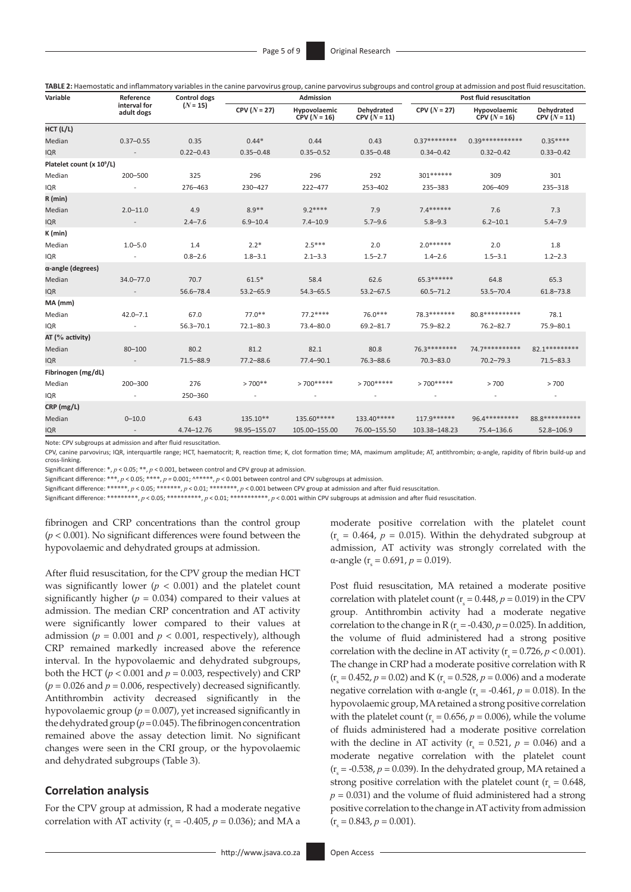**TABLE 2:** Haemostatic and inflammatory variables in the canine parvovirus group, canine parvovirus subgroups and control group at admission and post fluid resuscitation.

| Variable | Reference interval for adult dogs | Control dogs ($N$ = 15) | Admission | | | Post fluid resuscitation | | |
|---|---|---|---|---|---|---|---|---|
| | | | CPV ($N$ = 27) | Hypovolaemic CPV ($N$ = 16) | Dehydrated CPV ($N$ = 11) | CPV ($N$ = 27) | Hypovolaemic CPV ($N$ = 16) | Dehydrated CPV ($N$ = 11) |
| **HCT (L/L)** | | | | | | | | |
| Median | 0.37–0.55 | 0.35 | 0.44* | 0.44 | 0.43 | 0.37******** | 0.39*********** | 0.35**** |
| IQR | - | 0.22–0.43 | 0.35–0.48 | 0.35–0.52 | 0.35–0.48 | 0.34–0.42 | 0.32–0.42 | 0.33–0.42 |
| **Platelet count (x $10^9$/L)** | | | | | | | | |
| Median | 200–500 | 325 | 296 | 296 | 292 | 301****** | 309 | 301 |
| IQR | - | 276–463 | 230–427 | 222–477 | 253–402 | 235–383 | 206–409 | 235–318 |
| **R (min)** | | | | | | | | |
| Median | 2.0–11.0 | 4.9 | 8.9** | 9.2**** | 7.9 | 7.4****** | 7.6 | 7.3 |
| IQR | - | 2.4–7.6 | 6.9–10.4 | 7.4–10.9 | 5.7–9.6 | 5.8–9.3 | 6.2–10.1 | 5.4–7.9 |
| **K (min)** | | | | | | | | |
| Median | 1.0–5.0 | 1.4 | 2.2* | 2.5*** | 2.0 | 2.0****** | 2.0 | 1.8 |
| IQR | - | 0.8–2.6 | 1.8–3.1 | 2.1–3.3 | 1.5–2.7 | 1.4–2.6 | 1.5–3.1 | 1.2–2.3 |
| **α-angle (degrees)** | | | | | | | | |
| Median | 34.0–77.0 | 70.7 | 61.5* | 58.4 | 62.6 | 65.3****** | 64.8 | 65.3 |
| IQR | - | 56.6–78.4 | 53.2–65.9 | 54.3–65.5 | 53.2–67.5 | 60.5–71.2 | 53.5–70.4 | 61.8–73.8 |
| **MA (mm)** | | | | | | | | |
| Median | 42.0–7.1 | 67.0 | 77.0** | 77.2**** | 76.0*** | 78.3******* | 80.8********** | 78.1 |
| IQR | - | 56.3–70.1 | 72.1–80.3 | 73.4–80.0 | 69.2–81.7 | 75.9–82.2 | 76.2–82.7 | 75.9–80.1 |
| **AT (% activity)** | | | | | | | | |
| Median | 80–100 | 80.2 | 81.2 | 82.1 | 80.8 | 76.3******** | 74.7********** | 82.1********* |
| IQR | - | 71.5–88.9 | 77.2–88.6 | 77.4–90.1 | 76.3–88.6 | 70.3–83.0 | 70.2–79.3 | 71.5–83.3 |
| **Fibrinogen (mg/dL)** | | | | | | | | |
| Median | 200–300 | 276 | > 700** | > 700***** | > 700***** | > 700***** | > 700 | > 700 |
| IQR | - | 250–360 | - | - | - | - | - | - |
| **CRP (mg/L)** | | | | | | | | |
| Median | 0–10.0 | 6.43 | 135.10** | 135.60***** | 133.40***** | 117.9****** | 96.4********* | 88.8*********** |
| IQR | - | 4.74–12.76 | 98.95–155.07 | 105.00–155.00 | 76.00–155.50 | 103.38–148.23 | 75.4–136.6 | 52.8–106.9 |

Note: CPV subgroups at admission and after fluid resuscitation.

CPV, canine parvovirus; IQR, interquartile range; HCT, haematocrit; R, reaction time; K, clot formation time; MA, maximum amplitude; AT, antithrombin; α-angle, rapidity of fibrin build-up and cross-linking.

Significant difference: *, $p < 0.05$; **, $p < 0.001$, between control and CPV group at admission.

Significant difference: ***, $p < 0.05$; ****, $p = 0.001$; ^*****, $p < 0.001$ between control and CPV subgroups at admission.

Significant difference: ******, $p < 0.05$; *******, $p < 0.01$; ********, $p < 0.001$ between CPV group at admission and after fluid resuscitation.

Significant difference: *********, $p < 0.05$; **********, $p < 0.01$; ***********, $p < 0.001$ within CPV subgroups at admission and after fluid resuscitation.

fibrinogen and CRP concentrations than the control group ($p < 0.001$). No significant differences were found between the hypovolaemic and dehydrated groups at admission.

After fluid resuscitation, for the CPV group the median HCT was significantly lower ($p < 0.001$) and the platelet count significantly higher ($p = 0.034$) compared to their values at admission. The median CRP concentration and AT activity were significantly lower compared to their values at admission ($p = 0.001$ and $p < 0.001$, respectively), although CRP remained markedly increased above the reference interval. In the hypovolaemic and dehydrated subgroups, both the HCT ($p < 0.001$ and $p = 0.003$, respectively) and CRP ($p = 0.026$ and $p = 0.006$, respectively) decreased significantly. Antithrombin activity decreased significantly in the hypovolaemic group ($p = 0.007$), yet increased significantly in the dehydrated group ($p = 0.045$). The fibrinogen concentration remained above the assay detection limit. No significant changes were seen in the CRI group, or the hypovolaemic and dehydrated subgroups (Table 3).

## Correlation analysis

For the CPV group at admission, R had a moderate negative correlation with AT activity ($r_s = -0.405$, $p = 0.036$); and MA a moderate positive correlation with the platelet count ($r_s = 0.464$, $p = 0.015$). Within the dehydrated subgroup at admission, AT activity was strongly correlated with the α-angle ($r_s = 0.691$, $p = 0.019$).

Post fluid resuscitation, MA retained a moderate positive correlation with platelet count ($r_s = 0.448$, $p = 0.019$) in the CPV group. Antithrombin activity had a moderate negative correlation to the change in R ($r_s = -0.430$, $p = 0.025$). In addition, the volume of fluid administered had a strong positive correlation with the decline in AT activity ($r_s = 0.726$, $p < 0.001$). The change in CRP had a moderate positive correlation with R ($r_s = 0.452$, $p = 0.02$) and K ($r_s = 0.528$, $p = 0.006$) and a moderate negative correlation with α-angle ($r_s = -0.461$, $p = 0.018$). In the hypovolaemic group, MA retained a strong positive correlation with the platelet count ($r_s = 0.656$, $p = 0.006$), while the volume of fluids administered had a moderate positive correlation with the decline in AT activity ($r_s = 0.521$, $p = 0.046$) and a moderate negative correlation with the platelet count ($r_s = -0.538$, $p = 0.039$). In the dehydrated group, MA retained a strong positive correlation with the platelet count ($r_s = 0.648$, $p = 0.031$) and the volume of fluid administered had a strong positive correlation to the change in AT activity from admission ($r_s = 0.843$, $p = 0.001$).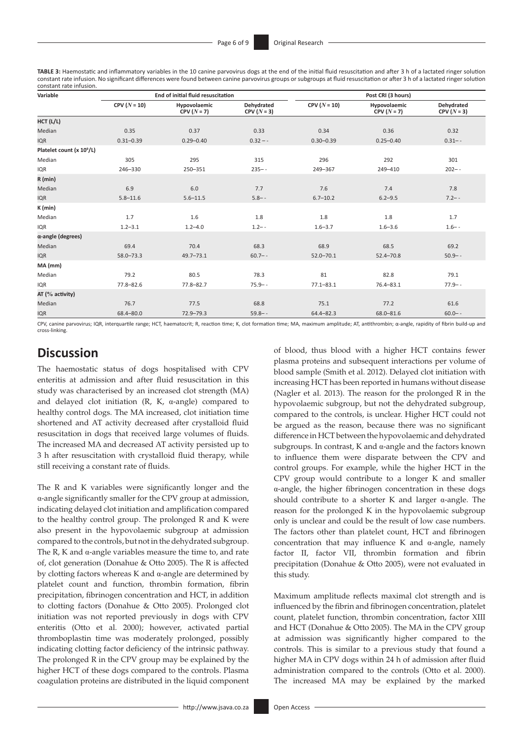**TABLE 3:** Haemostatic and inflammatory variables in the 10 canine parvovirus dogs at the end of the initial fluid resuscitation and after 3 h of a lactated ringer solution constant rate infusion. No significant differences were found between canine parvovirus groups or subgroups at fluid resuscitation or after 3 h of a lactated ringer solution constant rate infusion.

| Variable | End of initial fluid resuscitation | | | Post CRI (3 hours) | | |
|---|---|---|---|---|---|---|
| | CPV ($N$ = 10) | Hypovolaemic CPV ($N$ = 7) | Dehydrated CPV ($N$ = 3) | CPV ($N$ = 10) | Hypovolaemic CPV ($N$ = 7) | Dehydrated CPV ($N$ = 3) |
| **HCT (L/L)** | | | | | | |
| Median | 0.35 | 0.37 | 0.33 | 0.34 | 0.36 | 0.32 |
| IQR | 0.31–0.39 | 0.29–0.40 | 0.32 – - | 0.30–0.39 | 0.25–0.40 | 0.31– - |
| **Platelet count (x 10⁹/L)** | | | | | | |
| Median | 305 | 295 | 315 | 296 | 292 | 301 |
| IQR | 246–330 | 250–351 | 235– - | 249–367 | 249–410 | 202– - |
| **R (min)** | | | | | | |
| Median | 6.9 | 6.0 | 7.7 | 7.6 | 7.4 | 7.8 |
| IQR | 5.8–11.6 | 5.6–11.5 | 5.8– - | 6.7–10.2 | 6.2–9.5 | 7.2– - |
| **K (min)** | | | | | | |
| Median | 1.7 | 1.6 | 1.8 | 1.8 | 1.8 | 1.7 |
| IQR | 1.2–3.1 | 1.2–4.0 | 1.2– - | 1.6–3.7 | 1.6–3.6 | 1.6– - |
| **α-angle (degrees)** | | | | | | |
| Median | 69.4 | 70.4 | 68.3 | 68.9 | 68.5 | 69.2 |
| IQR | 58.0–73.3 | 49.7–73.1 | 60.7– - | 52.0–70.1 | 52.4–70.8 | 50.9– - |
| **MA (mm)** | | | | | | |
| Median | 79.2 | 80.5 | 78.3 | 81 | 82.8 | 79.1 |
| IQR | 77.8–82.6 | 77.8–82.7 | 75.9– - | 77.1–83.1 | 76.4–83.1 | 77.9– - |
| **AT (% activity)** | | | | | | |
| Median | 76.7 | 77.5 | 68.8 | 75.1 | 77.2 | 61.6 |
| IQR | 68.4–80.0 | 72.9–79.3 | 59.8– - | 64.4–82.3 | 68.0–81.6 | 60.0– - |

CPV, canine parvovirus; IQR, interquartile range; HCT, haematocrit; R, reaction time; K, clot formation time; MA, maximum amplitude; AT, antithrombin; α-angle, rapidity of fibrin build-up and cross-linking.

## Discussion

The haemostatic status of dogs hospitalised with CPV enteritis at admission and after fluid resuscitation in this study was characterised by an increased clot strength (MA) and delayed clot initiation (R, K, α-angle) compared to healthy control dogs. The MA increased, clot initiation time shortened and AT activity decreased after crystalloid fluid resuscitation in dogs that received large volumes of fluids. The increased MA and decreased AT activity persisted up to 3 h after resuscitation with crystalloid fluid therapy, while still receiving a constant rate of fluids.

The R and K variables were significantly longer and the α-angle significantly smaller for the CPV group at admission, indicating delayed clot initiation and amplification compared to the healthy control group. The prolonged R and K were also present in the hypovolaemic subgroup at admission compared to the controls, but not in the dehydrated subgroup. The R, K and α-angle variables measure the time to, and rate of, clot generation (Donahue & Otto 2005). The R is affected by clotting factors whereas K and α-angle are determined by platelet count and function, thrombin formation, fibrin precipitation, fibrinogen concentration and HCT, in addition to clotting factors (Donahue & Otto 2005). Prolonged clot initiation was not reported previously in dogs with CPV enteritis (Otto et al. 2000); however, activated partial thromboplastin time was moderately prolonged, possibly indicating clotting factor deficiency of the intrinsic pathway. The prolonged R in the CPV group may be explained by the higher HCT of these dogs compared to the controls. Plasma coagulation proteins are distributed in the liquid component of blood, thus blood with a higher HCT contains fewer plasma proteins and subsequent interactions per volume of blood sample (Smith et al. 2012). Delayed clot initiation with increasing HCT has been reported in humans without disease (Nagler et al. 2013). The reason for the prolonged R in the hypovolaemic subgroup, but not the dehydrated subgroup, compared to the controls, is unclear. Higher HCT could not be argued as the reason, because there was no significant difference in HCT between the hypovolaemic and dehydrated subgroups. In contrast, K and α-angle and the factors known to influence them were disparate between the CPV and control groups. For example, while the higher HCT in the CPV group would contribute to a longer K and smaller α-angle, the higher fibrinogen concentration in these dogs should contribute to a shorter K and larger α-angle. The reason for the prolonged K in the hypovolaemic subgroup only is unclear and could be the result of low case numbers. The factors other than platelet count, HCT and fibrinogen concentration that may influence K and α-angle, namely factor II, factor VII, thrombin formation and fibrin precipitation (Donahue & Otto 2005), were not evaluated in this study.

Maximum amplitude reflects maximal clot strength and is influenced by the fibrin and fibrinogen concentration, platelet count, platelet function, thrombin concentration, factor XIII and HCT (Donahue & Otto 2005). The MA in the CPV group at admission was significantly higher compared to the controls. This is similar to a previous study that found a higher MA in CPV dogs within 24 h of admission after fluid administration compared to the controls (Otto et al. 2000). The increased MA may be explained by the marked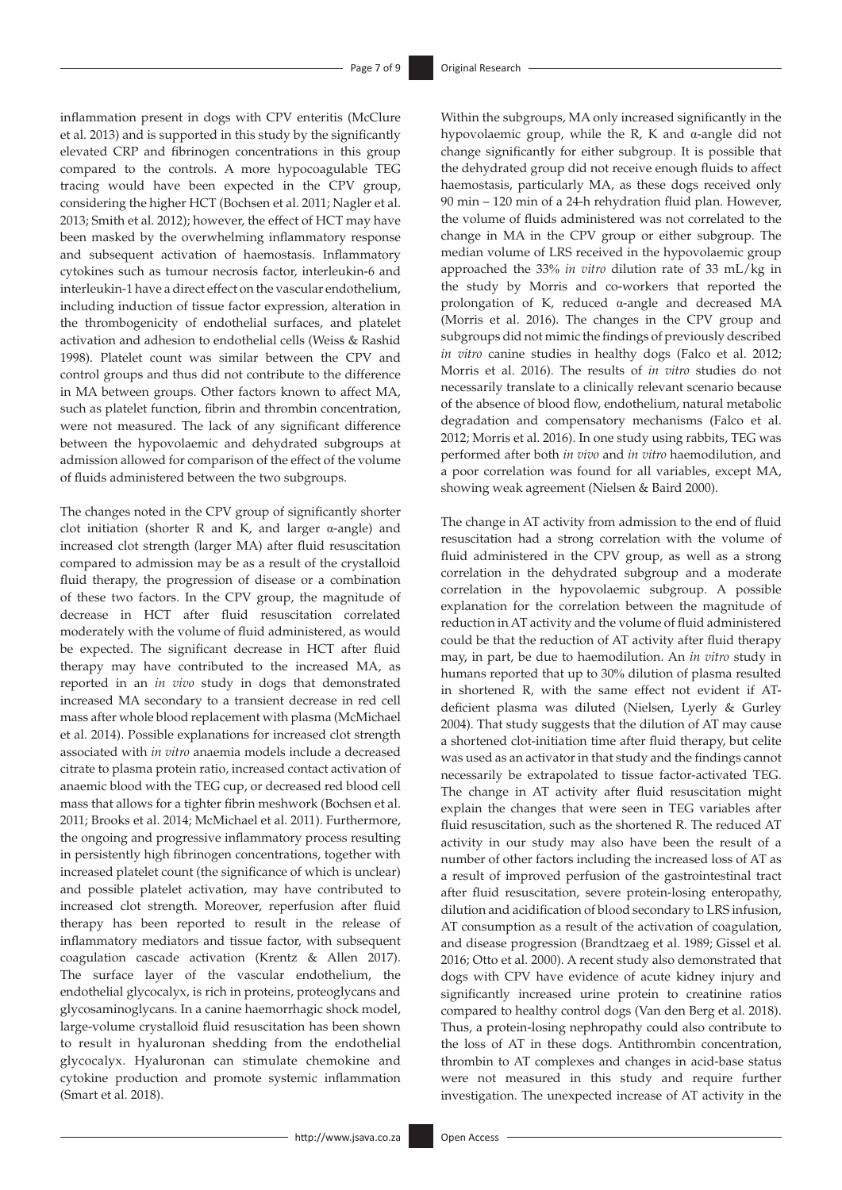inflammation present in dogs with CPV enteritis (McClure et al. 2013) and is supported in this study by the significantly elevated CRP and fibrinogen concentrations in this group compared to the controls. A more hypocoagulable TEG tracing would have been expected in the CPV group, considering the higher HCT (Bochsen et al. 2011; Nagler et al. 2013; Smith et al. 2012); however, the effect of HCT may have been masked by the overwhelming inflammatory response and subsequent activation of haemostasis. Inflammatory cytokines such as tumour necrosis factor, interleukin-6 and interleukin-1 have a direct effect on the vascular endothelium, including induction of tissue factor expression, alteration in the thrombogenicity of endothelial surfaces, and platelet activation and adhesion to endothelial cells (Weiss & Rashid 1998). Platelet count was similar between the CPV and control groups and thus did not contribute to the difference in MA between groups. Other factors known to affect MA, such as platelet function, fibrin and thrombin concentration, were not measured. The lack of any significant difference between the hypovolaemic and dehydrated subgroups at admission allowed for comparison of the effect of the volume of fluids administered between the two subgroups.

The changes noted in the CPV group of significantly shorter clot initiation (shorter R and K, and larger α-angle) and increased clot strength (larger MA) after fluid resuscitation compared to admission may be as a result of the crystalloid fluid therapy, the progression of disease or a combination of these two factors. In the CPV group, the magnitude of decrease in HCT after fluid resuscitation correlated moderately with the volume of fluid administered, as would be expected. The significant decrease in HCT after fluid therapy may have contributed to the increased MA, as reported in an *in vivo* study in dogs that demonstrated increased MA secondary to a transient decrease in red cell mass after whole blood replacement with plasma (McMichael et al. 2014). Possible explanations for increased clot strength associated with *in vitro* anaemia models include a decreased citrate to plasma protein ratio, increased contact activation of anaemic blood with the TEG cup, or decreased red blood cell mass that allows for a tighter fibrin meshwork (Bochsen et al. 2011; Brooks et al. 2014; McMichael et al. 2011). Furthermore, the ongoing and progressive inflammatory process resulting in persistently high fibrinogen concentrations, together with increased platelet count (the significance of which is unclear) and possible platelet activation, may have contributed to increased clot strength. Moreover, reperfusion after fluid therapy has been reported to result in the release of inflammatory mediators and tissue factor, with subsequent coagulation cascade activation (Krentz & Allen 2017). The surface layer of the vascular endothelium, the endothelial glycocalyx, is rich in proteins, proteoglycans and glycosaminoglycans. In a canine haemorrhagic shock model, large-volume crystalloid fluid resuscitation has been shown to result in hyaluronan shedding from the endothelial glycocalyx. Hyaluronan can stimulate chemokine and cytokine production and promote systemic inflammation (Smart et al. 2018).

Within the subgroups, MA only increased significantly in the hypovolaemic group, while the R, K and α-angle did not change significantly for either subgroup. It is possible that the dehydrated group did not receive enough fluids to affect haemostasis, particularly MA, as these dogs received only 90 min – 120 min of a 24-h rehydration fluid plan. However, the volume of fluids administered was not correlated to the change in MA in the CPV group or either subgroup. The median volume of LRS received in the hypovolaemic group approached the 33% *in vitro* dilution rate of 33 mL/kg in the study by Morris and co-workers that reported the prolongation of K, reduced α-angle and decreased MA (Morris et al. 2016). The changes in the CPV group and subgroups did not mimic the findings of previously described *in vitro* canine studies in healthy dogs (Falco et al. 2012; Morris et al. 2016). The results of *in vitro* studies do not necessarily translate to a clinically relevant scenario because of the absence of blood flow, endothelium, natural metabolic degradation and compensatory mechanisms (Falco et al. 2012; Morris et al. 2016). In one study using rabbits, TEG was performed after both *in vivo* and *in vitro* haemodilution, and a poor correlation was found for all variables, except MA, showing weak agreement (Nielsen & Baird 2000).

The change in AT activity from admission to the end of fluid resuscitation had a strong correlation with the volume of fluid administered in the CPV group, as well as a strong correlation in the dehydrated subgroup and a moderate correlation in the hypovolaemic subgroup. A possible explanation for the correlation between the magnitude of reduction in AT activity and the volume of fluid administered could be that the reduction of AT activity after fluid therapy may, in part, be due to haemodilution. An *in vitro* study in humans reported that up to 30% dilution of plasma resulted in shortened R, with the same effect not evident if AT-deficient plasma was diluted (Nielsen, Lyerly & Gurley 2004). That study suggests that the dilution of AT may cause a shortened clot-initiation time after fluid therapy, but celite was used as an activator in that study and the findings cannot necessarily be extrapolated to tissue factor-activated TEG. The change in AT activity after fluid resuscitation might explain the changes that were seen in TEG variables after fluid resuscitation, such as the shortened R. The reduced AT activity in our study may also have been the result of a number of other factors including the increased loss of AT as a result of improved perfusion of the gastrointestinal tract after fluid resuscitation, severe protein-losing enteropathy, dilution and acidification of blood secondary to LRS infusion, AT consumption as a result of the activation of coagulation, and disease progression (Brandtzaeg et al. 1989; Gissel et al. 2016; Otto et al. 2000). A recent study also demonstrated that dogs with CPV have evidence of acute kidney injury and significantly increased urine protein to creatinine ratios compared to healthy control dogs (Van den Berg et al. 2018). Thus, a protein-losing nephropathy could also contribute to the loss of AT in these dogs. Antithrombin concentration, thrombin to AT complexes and changes in acid-base status were not measured in this study and require further investigation. The unexpected increase of AT activity in the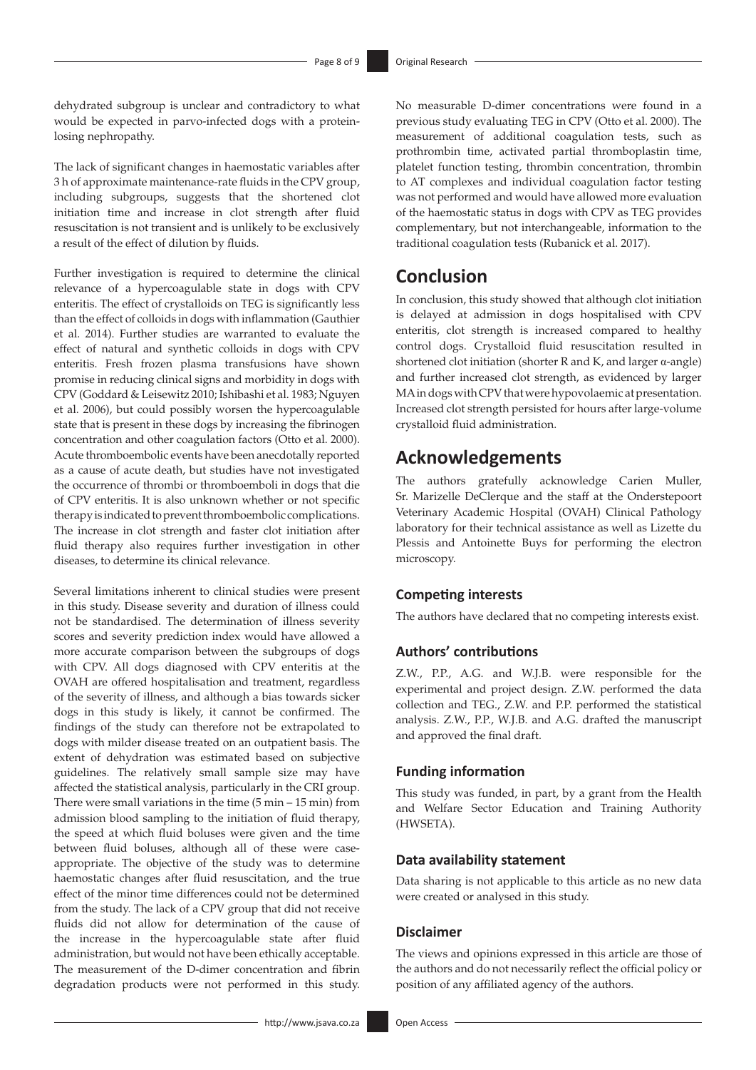dehydrated subgroup is unclear and contradictory to what would be expected in parvo-infected dogs with a protein-losing nephropathy.

The lack of significant changes in haemostatic variables after 3 h of approximate maintenance-rate fluids in the CPV group, including subgroups, suggests that the shortened clot initiation time and increase in clot strength after fluid resuscitation is not transient and is unlikely to be exclusively a result of the effect of dilution by fluids.

Further investigation is required to determine the clinical relevance of a hypercoagulable state in dogs with CPV enteritis. The effect of crystalloids on TEG is significantly less than the effect of colloids in dogs with inflammation (Gauthier et al. 2014). Further studies are warranted to evaluate the effect of natural and synthetic colloids in dogs with CPV enteritis. Fresh frozen plasma transfusions have shown promise in reducing clinical signs and morbidity in dogs with CPV (Goddard & Leisewitz 2010; Ishibashi et al. 1983; Nguyen et al. 2006), but could possibly worsen the hypercoagulable state that is present in these dogs by increasing the fibrinogen concentration and other coagulation factors (Otto et al. 2000). Acute thromboembolic events have been anecdotally reported as a cause of acute death, but studies have not investigated the occurrence of thrombi or thromboemboli in dogs that die of CPV enteritis. It is also unknown whether or not specific therapy is indicated to prevent thromboembolic complications. The increase in clot strength and faster clot initiation after fluid therapy also requires further investigation in other diseases, to determine its clinical relevance.

Several limitations inherent to clinical studies were present in this study. Disease severity and duration of illness could not be standardised. The determination of illness severity scores and severity prediction index would have allowed a more accurate comparison between the subgroups of dogs with CPV. All dogs diagnosed with CPV enteritis at the OVAH are offered hospitalisation and treatment, regardless of the severity of illness, and although a bias towards sicker dogs in this study is likely, it cannot be confirmed. The findings of the study can therefore not be extrapolated to dogs with milder disease treated on an outpatient basis. The extent of dehydration was estimated based on subjective guidelines. The relatively small sample size may have affected the statistical analysis, particularly in the CRI group. There were small variations in the time (5 min – 15 min) from admission blood sampling to the initiation of fluid therapy, the speed at which fluid boluses were given and the time between fluid boluses, although all of these were case-appropriate. The objective of the study was to determine haemostatic changes after fluid resuscitation, and the true effect of the minor time differences could not be determined from the study. The lack of a CPV group that did not receive fluids did not allow for determination of the cause of the increase in the hypercoagulable state after fluid administration, but would not have been ethically acceptable. The measurement of the D-dimer concentration and fibrin degradation products were not performed in this study. No measurable D-dimer concentrations were found in a previous study evaluating TEG in CPV (Otto et al. 2000). The measurement of additional coagulation tests, such as prothrombin time, activated partial thromboplastin time, platelet function testing, thrombin concentration, thrombin to AT complexes and individual coagulation factor testing was not performed and would have allowed more evaluation of the haemostatic status in dogs with CPV as TEG provides complementary, but not interchangeable, information to the traditional coagulation tests (Rubanick et al. 2017).

## Conclusion

In conclusion, this study showed that although clot initiation is delayed at admission in dogs hospitalised with CPV enteritis, clot strength is increased compared to healthy control dogs. Crystalloid fluid resuscitation resulted in shortened clot initiation (shorter R and K, and larger α-angle) and further increased clot strength, as evidenced by larger MA in dogs with CPV that were hypovolaemic at presentation. Increased clot strength persisted for hours after large-volume crystalloid fluid administration.

## Acknowledgements

The authors gratefully acknowledge Carien Muller, Sr. Marizelle DeClerque and the staff at the Onderstepoort Veterinary Academic Hospital (OVAH) Clinical Pathology laboratory for their technical assistance as well as Lizette du Plessis and Antoinette Buys for performing the electron microscopy.

### Competing interests

The authors have declared that no competing interests exist.

### Authors' contributions

Z.W., P.P., A.G. and W.J.B. were responsible for the experimental and project design. Z.W. performed the data collection and TEG., Z.W. and P.P. performed the statistical analysis. Z.W., P.P., W.J.B. and A.G. drafted the manuscript and approved the final draft.

### Funding information

This study was funded, in part, by a grant from the Health and Welfare Sector Education and Training Authority (HWSETA).

### Data availability statement

Data sharing is not applicable to this article as no new data were created or analysed in this study.

### Disclaimer

The views and opinions expressed in this article are those of the authors and do not necessarily reflect the official policy or position of any affiliated agency of the authors.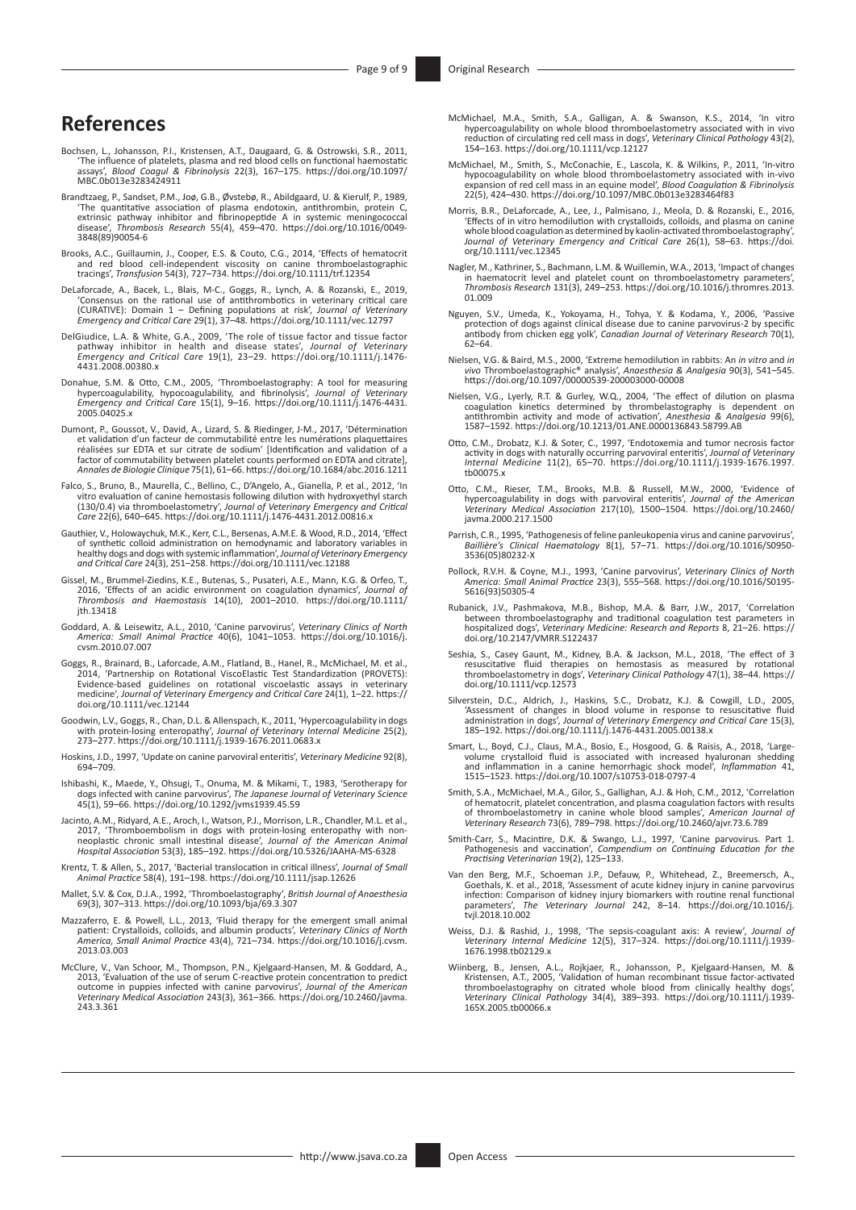# References

Bochsen, L., Johansson, P.I., Kristensen, A.T., Daugaard, G. & Ostrowski, S.R., 2011, 'The influence of platelets, plasma and red blood cells on functional haemostatic assays', *Blood Coagul & Fibrinolysis* 22(3), 167–175. https://doi.org/10.1097/MBC.0b013e3283424911

Brandtzaeg, P., Sandset, P.M., Joø, G.B., Øvstebø, R., Abildgaard, U. & Kierulf, P., 1989, 'The quantitative association of plasma endotoxin, antithrombin, protein C, extrinsic pathway inhibitor and fibrinopeptide A in systemic meningococcal disease', *Thrombosis Research* 55(4), 459–470. https://doi.org/10.1016/0049-3848(89)90054-6

Brooks, A.C., Guillaumin, J., Cooper, E.S. & Couto, C.G., 2014, 'Effects of hematocrit and red blood cell-independent viscosity on canine thromboelastographic tracings', *Transfusion* 54(3), 727–734. https://doi.org/10.1111/trf.12354

DeLaforcade, A., Bacek, L., Blais, M-C., Goggs, R., Lynch, A. & Rozanski, E., 2019, 'Consensus on the rational use of antithrombotics in veterinary critical care (CURATIVE): Domain 1 – Defining populations at risk', *Journal of Veterinary Emergency and Critical Care* 29(1), 37–48. https://doi.org/10.1111/vec.12797

DelGiudice, L.A. & White, G.A., 2009, 'The role of tissue factor and tissue factor pathway inhibitor in health and disease states', *Journal of Veterinary Emergency and Critical Care* 19(1), 23–29. https://doi.org/10.1111/j.1476-4431.2008.00380.x

Donahue, S.M. & Otto, C.M., 2005, 'Thromboelastography: A tool for measuring hypercoagulability, hypocoagulability, and fibrinolysis', *Journal of Veterinary Emergency and Critical Care* 15(1), 9–16. https://doi.org/10.1111/j.1476-4431.2005.04025.x

Dumont, P., Goussot, V., David, A., Lizard, S. & Riedinger, J-M., 2017, 'Détermination et validation d'un facteur de commutabilité entre les numérations plaquettaires réalisées sur EDTA et sur citrate de sodium' [Identification and validation of a factor of commutability between platelet counts performed on EDTA and citrate], *Annales de Biologie Clinique* 75(1), 61–66. https://doi.org/10.1684/abc.2016.1211

Falco, S., Bruno, B., Maurella, C., Bellino, C., D'Angelo, A., Gianella, P. et al., 2012, 'In vitro evaluation of canine hemostasis following dilution with hydroxyethyl starch (130/0.4) via thromboelastometry', *Journal of Veterinary Emergency and Critical Care* 22(6), 640–645. https://doi.org/10.1111/j.1476-4431.2012.00816.x

Gauthier, V., Holowaychuk, M.K., Kerr, C.L., Bersenas, A.M.E. & Wood, R.D., 2014, 'Effect of synthetic colloid administration on hemodynamic and laboratory variables in healthy dogs and dogs with systemic inflammation', *Journal of Veterinary Emergency and Critical Care* 24(3), 251–258. https://doi.org/10.1111/vec.12188

Gissel, M., Brummel-Ziedins, K.E., Butenas, S., Pusateri, A.E., Mann, K.G. & Orfeo, T., 2016, 'Effects of an acidic environment on coagulation dynamics', *Journal of Thrombosis and Haemostasis* 14(10), 2001–2010. https://doi.org/10.1111/jth.13418

Goddard, A. & Leisewitz, A.L., 2010, 'Canine parvovirus', *Veterinary Clinics of North America: Small Animal Practice* 40(6), 1041–1053. https://doi.org/10.1016/j.cvsm.2010.07.007

Goggs, R., Brainard, B., Laforcade, A.M., Flatland, B., Hanel, R., McMichael, M. et al., 2014, 'Partnership on Rotational ViscoElastic Test Standardization (PROVETS): Evidence-based guidelines on rotational viscoelastic assays in veterinary medicine', *Journal of Veterinary Emergency and Critical Care* 24(1), 1–22. https://doi.org/10.1111/vec.12144

Goodwin, L.V., Goggs, R., Chan, D.L. & Allenspach, K., 2011, 'Hypercoagulability in dogs with protein-losing enteropathy', *Journal of Veterinary Internal Medicine* 25(2), 273–277. https://doi.org/10.1111/j.1939-1676.2011.0683.x

Hoskins, J.D., 1997, 'Update on canine parvoviral enteritis', *Veterinary Medicine* 92(8), 694–709.

Ishibashi, K., Maede, Y., Ohsugi, T., Onuma, M. & Mikami, T., 1983, 'Serotherapy for dogs infected with canine parvovirus', *The Japanese Journal of Veterinary Science* 45(1), 59–66. https://doi.org/10.1292/jvms1939.45.59

Jacinto, A.M., Ridyard, A.E., Aroch, I., Watson, P.J., Morrison, L.R., Chandler, M.L. et al., 2017, 'Thromboembolism in dogs with protein-losing enteropathy with non-neoplastic chronic small intestinal disease', *Journal of the American Animal Hospital Association* 53(3), 185–192. https://doi.org/10.5326/JAAHA-MS-6328

Krentz, T. & Allen, S., 2017, 'Bacterial translocation in critical illness', *Journal of Small Animal Practice* 58(4), 191–198. https://doi.org/10.1111/jsap.12626

Mallet, S.V. & Cox, D.J.A., 1992, 'Thromboelastography', *British Journal of Anaesthesia* 69(3), 307–313. https://doi.org/10.1093/bja/69.3.307

Mazzaferro, E. & Powell, L.L., 2013, 'Fluid therapy for the emergent small animal patient: Crystalloids, colloids, and albumin products', *Veterinary Clinics of North America, Small Animal Practice* 43(4), 721–734. https://doi.org/10.1016/j.cvsm.2013.03.003

McClure, V., Van Schoor, M., Thompson, P.N., Kjelgaard-Hansen, M. & Goddard, A., 2013, 'Evaluation of the use of serum C-reactive protein concentration to predict outcome in puppies infected with canine parvovirus', *Journal of the American Veterinary Medical Association* 243(3), 361–366. https://doi.org/10.2460/javma.243.3.361

McMichael, M.A., Smith, S.A., Galligan, A. & Swanson, K.S., 2014, 'In vitro hypercoagulability on whole blood thromboelastometry associated with in vivo reduction of circulating red cell mass in dogs', *Veterinary Clinical Pathology* 43(2), 154–163. https://doi.org/10.1111/vcp.12127

McMichael, M., Smith, S., McConachie, E., Lascola, K. & Wilkins, P., 2011, 'In-vitro hypocoagulability on whole blood thromboelastometry associated with in-vivo expansion of red cell mass in an equine model', *Blood Coagulation & Fibrinolysis* 22(5), 424–430. https://doi.org/10.1097/MBC.0b013e3283464f83

Morris, B.R., DeLaforcade, A., Lee, J., Palmisano, J., Meola, D. & Rozanski, E., 2016, 'Effects of in vitro hemodilution with crystalloids, colloids, and plasma on canine whole blood coagulation as determined by kaolin-activated thromboelastography', *Journal of Veterinary Emergency and Critical Care* 26(1), 58–63. https://doi.org/10.1111/vec.12345

Nagler, M., Kathriner, S., Bachmann, L.M. & Wuillemin, W.A., 2013, 'Impact of changes in haematocrit level and platelet count on thromboelastometry parameters', *Thrombosis Research* 131(3), 249–253. https://doi.org/10.1016/j.thromres.2013.01.009

Nguyen, S.V., Umeda, K., Yokoyama, H., Tohya, Y. & Kodama, Y., 2006, 'Passive protection of dogs against clinical disease due to canine parvovirus-2 by specific antibody from chicken egg yolk', *Canadian Journal of Veterinary Research* 70(1), 62–64.

Nielsen, V.G. & Baird, M.S., 2000, 'Extreme hemodilution in rabbits: An *in vitro* and *in vivo* Thromboelastographic® analysis', *Anaesthesia & Analgesia* 90(3), 541–545. https://doi.org/10.1097/00000539-200003000-00008

Nielsen, V.G., Lyerly, R.T. & Gurley, W.Q., 2004, 'The effect of dilution on plasma coagulation kinetics determined by thrombelastography is dependent on antithrombin activity and mode of activation', *Anesthesia & Analgesia* 99(6), 1587–1592. https://doi.org/10.1213/01.ANE.0000136843.58799.AB

Otto, C.M., Drobatz, K.J. & Soter, C., 1997, 'Endotoxemia and tumor necrosis factor activity in dogs with naturally occurring parvoviral enteritis', *Journal of Veterinary Internal Medicine* 11(2), 65–70. https://doi.org/10.1111/j.1939-1676.1997.tb00075.x

Otto, C.M., Rieser, T.M., Brooks, M.B. & Russell, M.W., 2000, 'Evidence of hypercoagulability in dogs with parvoviral enteritis', *Journal of the American Veterinary Medical Association* 217(10), 1500–1504. https://doi.org/10.2460/javma.2000.217.1500

Parrish, C.R., 1995, 'Pathogenesis of feline panleukopenia virus and canine parvovirus', *Baillière's Clinical Haematology* 8(1), 57–71. https://doi.org/10.1016/S0950-3536(05)80232-X

Pollock, R.V.H. & Coyne, M.J., 1993, 'Canine parvovirus', *Veterinary Clinics of North America: Small Animal Practice* 23(3), 555–568. https://doi.org/10.1016/S0195-5616(93)50305-4

Rubanick, J.V., Pashmakova, M.B., Bishop, M.A. & Barr, J.W., 2017, 'Correlation between thromboelastography and traditional coagulation test parameters in hospitalized dogs', *Veterinary Medicine: Research and Reports* 8, 21–26. https://doi.org/10.2147/VMRR.S122437

Seshia, S., Casey Gaunt, M., Kidney, B.A. & Jackson, M.L., 2018, 'The effect of 3 resuscitative fluid therapies on hemostasis as measured by rotational thromboelastometry in dogs', *Veterinary Clinical Pathology* 47(1), 38–44. https://doi.org/10.1111/vcp.12573

Silverstein, D.C., Aldrich, J., Haskins, S.C., Drobatz, K.J. & Cowgill, L.D., 2005, 'Assessment of changes in blood volume in response to resuscitative fluid administration in dogs', *Journal of Veterinary Emergency and Critical Care* 15(3), 185–192. https://doi.org/10.1111/j.1476-4431.2005.00138.x

Smart, L., Boyd, C.J., Claus, M.A., Bosio, E., Hosgood, G. & Raisis, A., 2018, 'Large-volume crystalloid fluid is associated with increased hyaluronan shedding and inflammation in a canine hemorrhagic shock model', *Inflammation* 41, 1515–1523. https://doi.org/10.1007/s10753-018-0797-4

Smith, S.A., McMichael, M.A., Gilor, S., Galligan, A.J. & Hoh, C.M., 2012, 'Correlation of hematocrit, platelet concentration, and plasma coagulation factors with results of thromboelastometry in canine whole blood samples', *American Journal of Veterinary Research* 73(6), 789–798. https://doi.org/10.2460/ajvr.73.6.789

Smith-Carr, S., Macintire, D.K. & Swango, L.J., 1997, 'Canine parvovirus. Part 1. Pathogenesis and vaccination', *Compendium on Continuing Education for the Practising Veterinarian* 19(2), 125–133.

Van den Berg, M.F., Schoeman J.P., Defauw, P., Whitehead, Z., Breemersch, A., Goethals, K. et al., 2018, 'Assessment of acute kidney injury in canine parvovirus infection: Comparison of kidney injury biomarkers with routine renal functional parameters', *The Veterinary Journal* 242, 8–14. https://doi.org/10.1016/j.tvjl.2018.10.002

Weiss, D.J. & Rashid, J., 1998, 'The sepsis-coagulant axis: A review', *Journal of Veterinary Internal Medicine* 12(5), 317–324. https://doi.org/10.1111/j.1939-1676.1998.tb02129.x

Wiinberg, B., Jensen, A.L., Rojkjaer, R., Johansson, P., Kjelgaard-Hansen, M. & Kristensen, A.T., 2005, 'Validation of human recombinant tissue factor-activated thromboelastography on citrated whole blood from clinically healthy dogs', *Veterinary Clinical Pathology* 34(4), 389–393. https://doi.org/10.1111/j.1939-165X.2005.tb00066.x